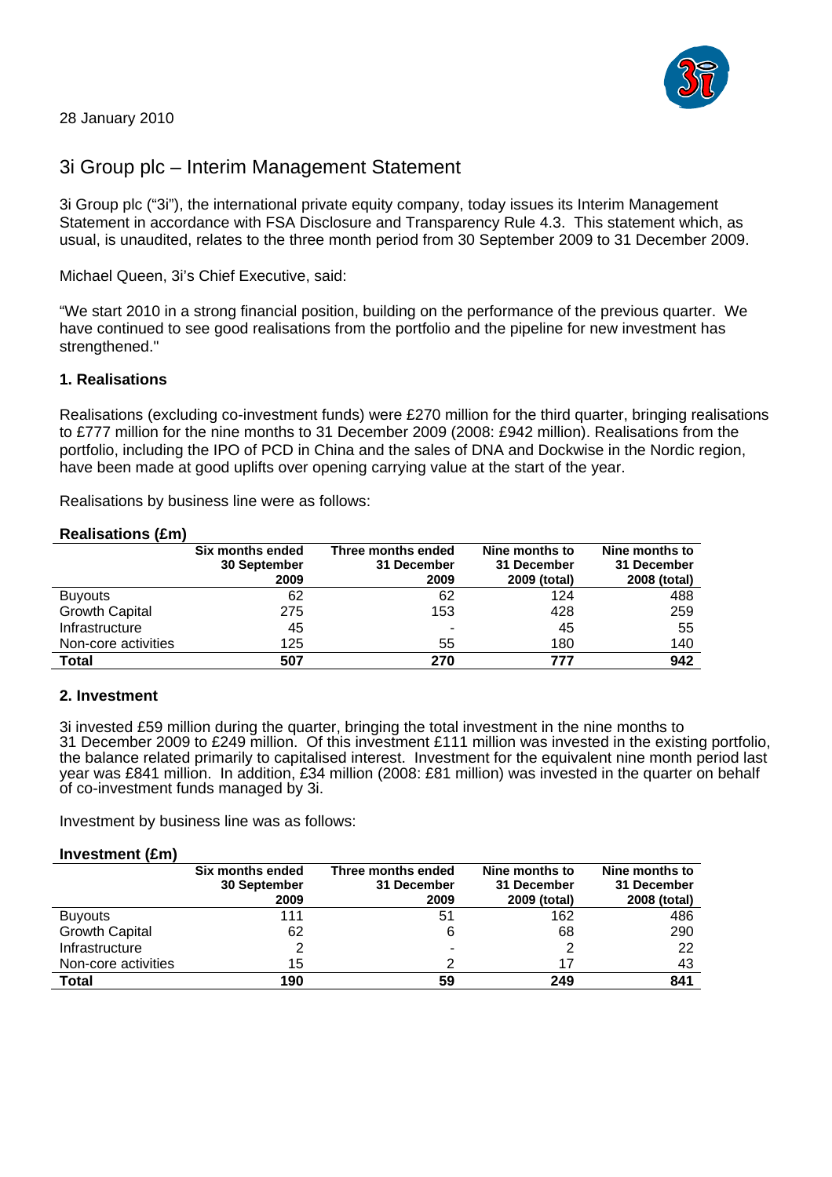28 January 2010

# 3i Group plc – Interim Management Statement

3i Group plc ("3i"), the international private equity company, today issues its Interim Management Statement in accordance with FSA Disclosure and Transparency Rule 4.3. This statement which, as usual, is unaudited, relates to the three month period from 30 September 2009 to 31 December 2009.

Michael Queen, 3i's Chief Executive, said:

"We start 2010 in a strong financial position, building on the performance of the previous quarter. We have continued to see good realisations from the portfolio and the pipeline for new investment has strengthened."

## 1. Realisations

Realisations (excluding co-investment funds) were £270 million for the third quarter, bringing realisations to £777 million for the nine months to 31 December 2009 (2008: £942 million). Realisations from the portfolio, including the IPO of PCD in China and the sales of DNA and Dockwise in the Nordic region, have been made at good uplifts over opening carrying value at the start of the year.

Realisations by business line were as follows:

**Realisations (£m)**

| | Six months ended 30 September 2009 | Three months ended 31 December 2009 | Nine months to 31 December 2009 (total) | Nine months to 31 December 2008 (total) |
|---|---|---|---|---|
| Buyouts | 62 | 62 | 124 | 488 |
| Growth Capital | 275 | 153 | 428 | 259 |
| Infrastructure | 45 | - | 45 | 55 |
| Non-core activities | 125 | 55 | 180 | 140 |
| **Total** | **507** | **270** | **777** | **942** |

## 2. Investment

3i invested £59 million during the quarter, bringing the total investment in the nine months to 31 December 2009 to £249 million. Of this investment £111 million was invested in the existing portfolio, the balance related primarily to capitalised interest. Investment for the equivalent nine month period last year was £841 million. In addition, £34 million (2008: £81 million) was invested in the quarter on behalf of co-investment funds managed by 3i.

Investment by business line was as follows:

**Investment (£m)**

| | Six months ended 30 September 2009 | Three months ended 31 December 2009 | Nine months to 31 December 2009 (total) | Nine months to 31 December 2008 (total) |
|---|---|---|---|---|
| Buyouts | 111 | 51 | 162 | 486 |
| Growth Capital | 62 | 6 | 68 | 290 |
| Infrastructure | 2 | - | 2 | 22 |
| Non-core activities | 15 | 2 | 17 | 43 |
| **Total** | **190** | **59** | **249** | **841** |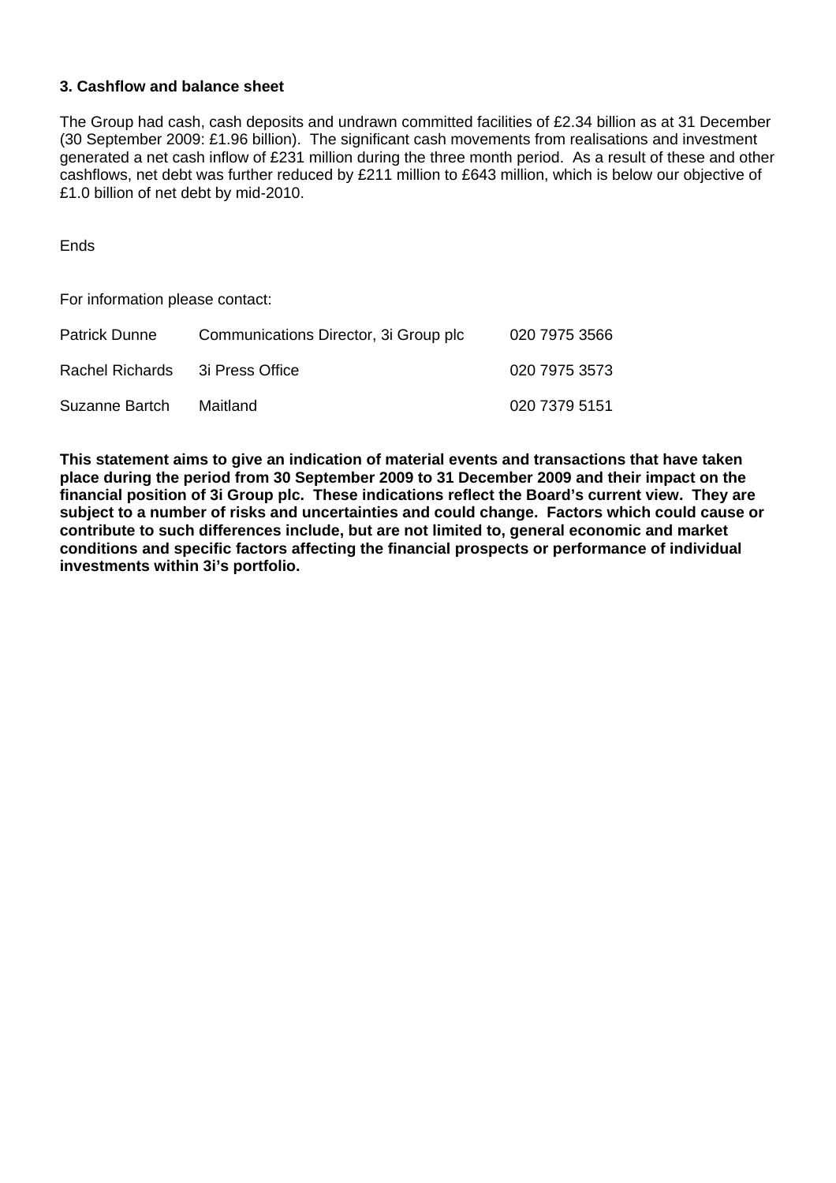### 3. Cashflow and balance sheet

The Group had cash, cash deposits and undrawn committed facilities of £2.34 billion as at 31 December (30 September 2009: £1.96 billion). The significant cash movements from realisations and investment generated a net cash inflow of £231 million during the three month period. As a result of these and other cashflows, net debt was further reduced by £211 million to £643 million, which is below our objective of £1.0 billion of net debt by mid-2010.

Ends

For information please contact:

| | | |
|---|---|---|
| Patrick Dunne | Communications Director, 3i Group plc | 020 7975 3566 |
| Rachel Richards | 3i Press Office | 020 7975 3573 |
| Suzanne Bartch | Maitland | 020 7379 5151 |

**This statement aims to give an indication of material events and transactions that have taken place during the period from 30 September 2009 to 31 December 2009 and their impact on the financial position of 3i Group plc. These indications reflect the Board's current view. They are subject to a number of risks and uncertainties and could change. Factors which could cause or contribute to such differences include, but are not limited to, general economic and market conditions and specific factors affecting the financial prospects or performance of individual investments within 3i's portfolio.**